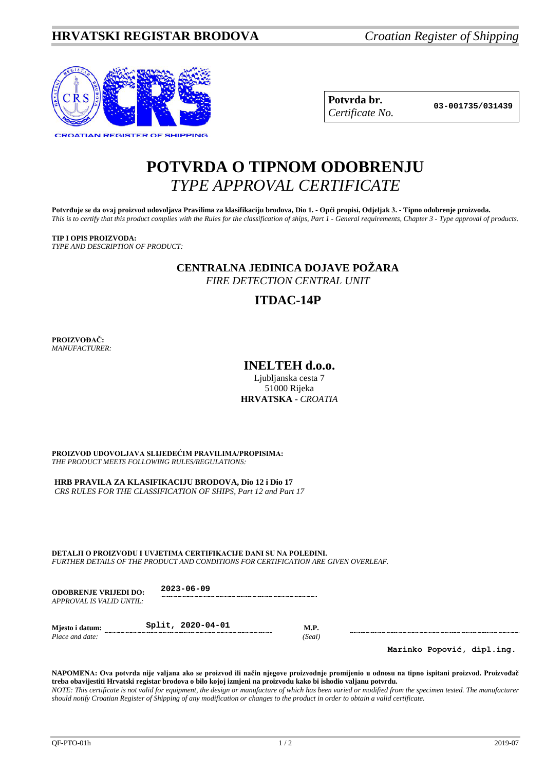**Potvrda br.** *Certificate No.* **03-001735/031439**

# POTVRDA O TIPNOM ODOBRENJU
## *TYPE APPROVAL CERTIFICATE*

**Potvrđuje se da ovaj proizvod udovoljava Pravilima za klasifikaciju brodova, Dio 1. - Opći propisi, Odjeljak 3. - Tipno odobrenje proizvoda.**
*This is to certify that this product complies with the Rules for the classification of ships, Part 1 - General requirements, Chapter 3 - Type approval of products.*

**TIP I OPIS PROIZVODA:**
*TYPE AND DESCRIPTION OF PRODUCT:*

**CENTRALNA JEDINICA DOJAVE POŽARA**
*FIRE DETECTION CENTRAL UNIT*

**ITDAC-14P**

**PROIZVOĐAČ:**
*MANUFACTURER:*

**INELTEH d.o.o.**
Ljubljanska cesta 7
51000 Rijeka
**HRVATSKA** - *CROATIA*

**PROIZVOD UDOVOLJAVA SLIJEDEĆIM PRAVILIMA/PROPISIMA:**
*THE PRODUCT MEETS FOLLOWING RULES/REGULATIONS:*

**HRB PRAVILA ZA KLASIFIKACIJU BRODOVA, Dio 12 i Dio 17**
*CRS RULES FOR THE CLASSIFICATION OF SHIPS, Part 12 and Part 17*

**DETALJI O PROIZVODU I UVJETIMA CERTIFIKACIJE DANI SU NA POLEĐINI.**
*FURTHER DETAILS OF THE PRODUCT AND CONDITIONS FOR CERTIFICATION ARE GIVEN OVERLEAF.*

**ODOBRENJE VRIJEDI DO:** *APPROVAL IS VALID UNTIL:* 2023-06-09

**Mjesto i datum:** *Place and date:* Split, 2020-04-01

**M.P.** *(Seal)*

Marinko Popović, dipl.ing.

**NAPOMENA: Ova potvrda nije valjana ako se proizvod ili način njegove proizvodnje promijenio u odnosu na tipno ispitani proizvod. Proizvođač treba obavijestiti Hrvatski registar brodova o bilo kojoj izmjeni na proizvodu kako bi ishodio valjanu potvrdu.**
*NOTE: This certificate is not valid for equipment, the design or manufacture of which has been varied or modified from the specimen tested. The manufacturer should notify Croatian Register of Shipping of any modification or changes to the product in order to obtain a valid certificate.*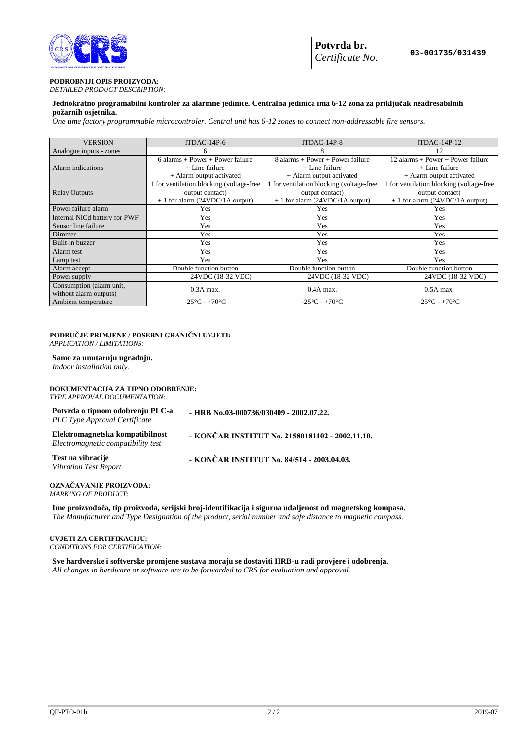| **Potvrda br.** *Certificate No.* | **03-001735/031439** |
|---|---|

**PODROBNIJI OPIS PROIZVODA:**
*DETAILED PRODUCT DESCRIPTION:*

**Jednokratno programabilni kontroler za alarmne jedinice. Centralna jedinica ima 6-12 zona za priključak neadresabilnih požarnih osjetnika.**
*One time factory programmable microcontroler. Central unit has 6-12 zones to connect non-addressable fire sensors.*

| VERSION | ITDAC-14P-6 | ITDAC-14P-8 | ITDAC-14P-12 |
|---|---|---|---|
| Analogue inputs - zones | 6 | 8 | 12 |
| Alarm indications | 6 alarms + Power + Power failure + Line failure + Alarm output activated | 8 alarms + Power + Power failure + Line failure + Alarm output activated | 12 alarms + Power + Power failure + Line failure + Alarm output activated |
| Relay Outputs | 1 for ventilation blocking (voltage-free output contact) + 1 for alarm (24VDC/1A output) | 1 for ventilation blocking (voltage-free output contact) + 1 for alarm (24VDC/1A output) | 1 for ventilation blocking (voltage-free output contact) + 1 for alarm (24VDC/1A output) |
| Power failure alarm | Yes | Yes | Yes |
| Internal NiCd battery for PWF | Yes | Yes | Yes |
| Sensor line failure | Yes | Yes | Yes |
| Dimmer | Yes | Yes | Yes |
| Built-in buzzer | Yes | Yes | Yes |
| Alarm test | Yes | Yes | Yes |
| Lamp test | Yes | Yes | Yes |
| Alarm accept | Double function button | Double function button | Double function button |
| Power supply | 24VDC (18-32 VDC) | 24VDC (18-32 VDC) | 24VDC (18-32 VDC) |
| Consumption (alarm unit, without alarm outputs) | 0.3A max. | 0.4A max. | 0.5A max. |
| Ambient temperature | -25°C - +70°C | -25°C - +70°C | -25°C - +70°C |

**PODRUČJE PRIMJENE / POSEBNI GRANIČNI UVJETI:**
*APPLICATION / LIMITATIONS:*

**Samo za unutarnju ugradnju.**
*Indoor installation only.*

**DOKUMENTACIJA ZA TIPNO ODOBRENJE:**
*TYPE APPROVAL DOCUMENTATION:*

| | |
|---|---|
| **Potvrda o tipnom odobrenju PLC-a** *PLC Type Approval Certificate* | **- HRB No.03-000736/030409 - 2002.07.22.** |
| **Elektromagnetska kompatibilnost** *Electromagnetic compatibility test* | **- KONČAR INSTITUT No. 21580181102 - 2002.11.18.** |
| **Test na vibracije** *Vibration Test Report* | **- KONČAR INSTITUT No. 84/514 - 2003.04.03.** |

**OZNAČAVANJE PROIZVODA:**
*MARKING OF PRODUCT:*

**Ime proizvođača, tip proizvoda, serijski broj-identifikacija i sigurna udaljenost od magnetskog kompasa.**
*The Manufacturer and Type Designation of the product, serial number and safe distance to magnetic compass.*

**UVJETI ZA CERTIFIKACIJU:**
*CONDITIONS FOR CERTIFICATION:*

**Sve hardverske i softverske promjene sustava moraju se dostaviti HRB-u radi provjere i odobrenja.**
*All changes in hardware or software are to be forwarded to CRS for evaluation and approval.*